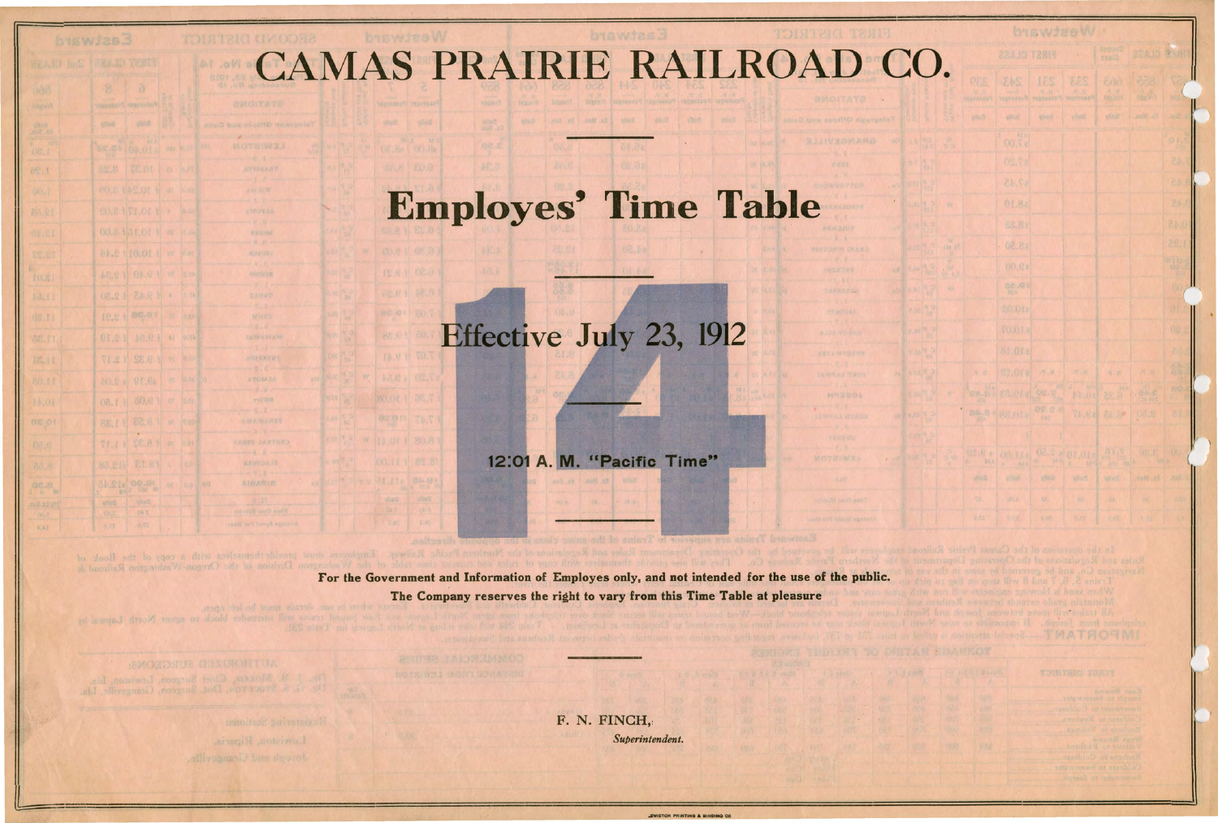# CAMAS PRAIRIE RAILROAD CO.

## Employes' Time Table

# 14

### Effective July 23, 1912

**12:01 A. M. "Pacific Time"**

**For the Government and Information of Employes only, and not intended for the use of the public.**

**The Company reserves the right to vary from this Time Table at pleasure**

F. N. FINCH,
*Superintendent.*

LEWISTON PRINTING & BINDING CO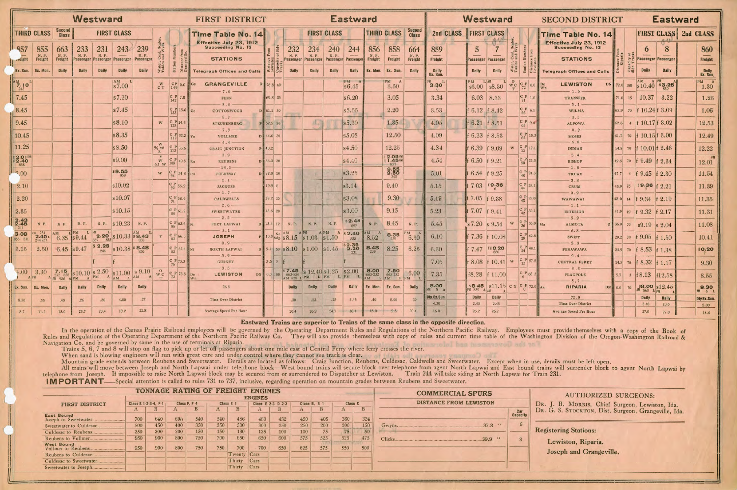# FIRST DISTRICT

**Time Table No. 14** — Effective July 23, 1912 — Succeeding No. 13

| Westward: THIRD CLASS 857 Freight | THIRD CLASS 855 N.P. Freight | Second Class 663 N.P. Freight | FIRST CLASS 233 N.P. Passenger | FIRST CLASS 231 N.P. Passenger | FIRST CLASS 243 Passenger | FIRST CLASS 239 N.P. Passenger | Water, Coal, Scales, Tables and Wyes | Station Numbers | Distance from Grangeville | Telegraph Offices and Calls | STATIONS | | Distance from Lewiston | Capacity of Side Track | Eastward: FIRST CLASS 232 N.P. Passenger | FIRST CLASS 234 N.P. Passenger | FIRST CLASS 240 N.P. Passenger | FIRST CLASS 244 Passenger | THIRD CLASS 856 N.P. Freight | THIRD CLASS 858 Freight | Second Class 664 N.P. Freight |
|---|---|---|---|---|---|---|---|---|---|---|---|---|---|---|---|---|---|---|---|---|---|
| Ex. Sun. | Ex. Mon. | Daily | Daily | Daily | Daily | Daily | | | | | | | | | Daily | Daily | Daily | Daily | Ex. Mon. | Ex. Sun. | Daily |
| AM 7.10 L 243 | | | | | AM s7.00 L | | W C Y | C P 149 | 0.0 | Ge | GRANGEVILLE | D | 76.8 | 60 | | | | PM s6.45 A | | PM 3.50 A | |
| | | | | | | | | | | | 7.0 | | | | | | | | | | |
| 7.45 | | | | | s7.20 | | | C P 142 | 7.0 | | FENN | | 69.8 | 35 | | | | s6.20 | | 3.05 | |
| | | | | | | | | | | | 8.6 | | | | | | | | | | |
| 8.45 | | | | | s7.45 | | | C P 133 | 15.6 | Co | COTTONWOOD | D | 61.2 | 50 | | | | s5.55 | | 2.20 | |
| | | | | | | | | | | | 8.7 | | | | | | | | | | |
| 9.45 | | | | | s8.10 | | W | C P 125 | 24.3 | | STEUNENBERG | P | 52.5 | 20 | | | | s5.30 | | 1.35 | |
| | | | | | | | | | | | 7.9 | | | | | | | | | | |
| 10.45 | | | | | s8.35 | | | C P 117 | 32.2 | Vo | VOLLMER | D | 44.6 | 30 | | | | s5.05 | | 12.50 | |
| | | | | | | | | | | | 4.4 | | | | | | | | | | |
| 11.25 | | | | | s8.50 | | W ¾ Mi E | C P 113 | 36.6 | | CRAIG JUNCTION | P | 40.2 | | | | | s4.50 | | 12.25 | |
| | | | | | | | | | | | 3.9 | | | | | | | | | | |
| 12.01 PM 12.40 858 | | | | | s9.00 | | Y W 6.1 W | C P 109 | 40.5 | Ru | REUBENS | D | 36.3 | 30 | | | | s4.40 | | 12.05 PM 11.45 AM 857 | |
| | | | | | | | | | | | 14.3 | | | | | | | | | | |
| 2.00 | | | | | s9.55 858 | | W | C P 94 | 54.8 | Cu | CULDESAC | D | 22.0 | 20 | | | | s3.25 | | 9.55 9.50 243 | |
| | | | | | | | | | | | 2.1 | | | | | | | | | | |
| 2.10 | | | | | s10.02 | | | C P 92 | 56.9 | | JACQUES | | 19.9 | 8 | | | | s3.14 | | 9.40 | |
| | | | | | | | | | | | 1.7 | | | | | | | | | | |
| 2.20 | | | | | s10.07 | | | C P 91 | 58.6 | | CALDWELLS | | 18.2 | 15 | | | | s3.08 | | 9.30 | |
| | | | | | | | | | | | 2.6 | | | | | | | | | | |
| 2.35 | | | | | s10.15 | | | C P 88 | 61.2 | | SWEETWATER | | 15.6 | 20 | | | | s3.00 | | 9.15 | |
| | | | | | | | | | | | 2.2 | | | | | | | | | | |
| 2.43 2.48 244 | N. P. | N. P. | N. P. | N. P. | s10.23 | N. P. | | C P 86 | 63.4 | Fl | FORT LAPWAI | D | 13.4 | 12 | N. P. | N. P. | N. P. | s2.48 857 | N. P. | 8.45 | N. P. |
| | | | | | | | | | | | 3.1 | | | | | | | | | | |
| 3.08 855 231 | PM 231 2.45 L 244 857 | AM L 6.35 | PM L s9.44 | PM L 2.20 857 855 | s10.33 | AM L s8.43 856 | Y | C P 83 | 66.5 | | JOSEPH | P | 10.3 | No Sdg. | AM A s8.15 | PM A s1.03 | PM A s1.50 | s2.35 2.20 231 | AM A 8.52 | 8.35 239 | PM A 6.30 |
| | | | | | | | | | | | 0.9 | | | | | | | | | | |
| 3.15 | 2.50 | 6.45 | s9.47 | s2.25 244 | s10.38 | s8.48 856 | | C P 82 | 67.4 | Nl | NORTH LAPWAI | D | 9.4 | 50 | s8.10 | s1.00 | s1.45 | | 8.48 239 | 8.25 | 6.25 |
| | | | | | | | | | | | 5.9 | | | | | | | | | | |
| | | | | f | f | | | C P 76 | 73.3 | | GURNEY | | 3.5 | 2 | f | | | f | | | |
| | | | | | | | | | | | 3.5 | | | | | | | | | | |
| 4.00 A | 3.30 PM A | 7.15 232 858 AM 856 | s10.10 PM | s2.50 PM A | s11.00 AM A | s9.10 AM A | W C T | C P 72 | 76.8 | Le Wn | LEWISTON | DN | 0.0 | 180 | s7.45 663-856 AM 858 L | s12.40 PM L | s1.25 PM L | s2.00 PM L | 8.00 663-232 AM L | 7.50 663 232 AM L | 6.00 PM L |
| Ex. Sun. | Ex. Mon. | Daily | Daily | Daily | Daily | Daily | | | | | 76.8 | | | | Daily | Daily | Daily | Daily | Ex. Mon. | Ex. Sun. | Daily |
| 8.50 | .55 | .40 | .26 | .30 | 4.00 | .27 | | | | | Time Over District | | | | .30 | .23 | .25 | 4.45 | .40 | 8.00 | .30 |
| 8.7 | 11.2 | 15.0 | 23.7 | 20.4 | 19.2 | 22.8 | | | | | Average Speed Per Hour | | | | 20.4 | 26.9 | 24.7 | 16.1 | 15.0 | 9.5 | 20.4 |

# SECOND DISTRICT

**Time Table No. 14** — Effective July 23, 1912 — Succeeding No. 13

| Westward: 2nd CLASS 859 Freight | FIRST CLASS 5 Passenger | FIRST CLASS 7 Passenger | Water, Coal, Scales, Tables and Wyes | Station Numbers | Distance from Lewiston | Telegraph Offices and Calls | STATIONS | | Distance from Riparia | Capacity of Side Tracks | Eastward: FIRST CLASS 6 Passenger | FIRST CLASS 8 Passenger | 2nd CLASS 860 Freight |
|---|---|---|---|---|---|---|---|---|---|---|---|---|---|
| Daily Ex. Sun. | Daily | Daily | | | | | | | | | Daily | Daily | Daily Ex. Sun. |
| PM 3.30 L 8 | PM L s6.00 | AM L s8.30 | O W C T | C P 72 | 0.0 | Le Wn | LEWISTON | DN | 72.0 | 180 | AM A s10.40 | PM A s3.25 859 | PM A 1.30 |
| | | | | | | | 1.0 | | | | | | |
| 3.34 | 6.03 | 8.33 | | C P 71 | 1.0 | | TRANSFER | | 71.0 | 15 | 10.37 | 3.22 | 1.26 |
| | | | | | | | 5.1 | | | | | | |
| 3.53 | f 6.12 | f 8.42 | | C P 66 | 6.1 | | WILMA | | 65.9 | 70 | f 10.24 | f 3.09 | 1.06 |
| | | | | | | | 3.3 | | | | | | |
| 4.05 | f 6.21 | f 8.51 | | C P 63 | 9.4 | | ALPOWA | | 62.6 | 4 | f 10.17 | f 3.02 | 12.53 |
| | | | | | | | 0.9 | | | | | | |
| 4.09 | f 6.23 | f 8.53 | | C P 62 | 10.3 | | MOSES | | 61.7 | 70 | f 10.15 | f 3.00 | 12.49 |
| | | | | | | | 6.8 | | | | | | |
| 4.34 | f 6.39 | f 9.09 | W | C P 55 | 17.1 | | INDIAN | | 54.9 | 70 | f 10.01 | f 2.46 | 12.22 |
| | | | | | | | 5.4 | | | | | | |
| 4.54 | f 6.50 | f 9.21 | | C P 50 | 22.5 | | BISHOP | | 49.5 | 70 | f 9.49 | f 2.34 | PM 12.01 |
| | | | | | | | 1.8 | | | | | | |
| 5.01 | f 6.54 | f 9.25 | | C P 48 | 24.3 | | TRUAX | | 47.7 | 4 | f 9.45 | f 2.30 | 11.54 |
| | | | | | | | 3.8 | | | | | | |
| 5.15 | f 7.03 | f 9.36 6 | | C P 44 | 28.1 | | CRUM | | 43.9 | 75 | f 9.36 7 | f 2.21 | 11.39 |
| | | | | | | | 0.9 | | | | | | |
| 5.19 | f 7.05 | f 9.38 | | C P 43 | 29.0 | | WAWAWAI | | 43.0 | 14 | f 9.34 | f 2.19 | 11.35 |
| | | | | | | | 1.1 | | | | | | |
| 5.23 | f 7.07 | f 9.41 | | C P 42 | 30.1 | | INTERIOR | | 41.9 | 19 | f 9.32 | f 2.17 | 11.31 |
| | | | | | | | 5.9 | | | | | | |
| 5.45 | s 7.20 | s 9.54 | W | C P 36 | 36.0 | Ma | ALMOTA | D | 36.0 | 70 | s9.19 | s 2.04 | 11.08 |
| | | | | | | | 6.8 | | | | | | |
| 6.10 | f 7.36 | f 10.08 | | C P 29 | 42.8 | | SWIFT | | 29.2 | 70 | f 9.05 | f 1.50 | 10.41 |
| | | | | | | | 5.3 | | | | | | |
| 6.30 | f 7.47 | f 10.20 860 | | C P 24 | 48.1 | | PENAWAWA | | 23.9 | 70 | f 8.53 | f 1.38 | 10.20 7 |
| | | | | | | | 9.4 | | | | | | |
| 7.05 | f 8.08 | f 10.41 | W | C P 15 | 57.5 | | CENTRAL FERRY | | 14.5 | 70 | f 8.32 | f 1.17 | 9.30 |
| | | | | | | | 8.8 | | | | | | |
| 7.35 | f 8.28 | f 11.00 | | C P 6 | 66.3 | | FLAGPOLE | | 5.7 | 3 | f 8.13 | f 12.58 | 8.55 |
| | | | | | | | 5.7 | | | | | | |
| 8.00 PM 5 A | s 8.45 PM 859 A | s 11.15 AM A | C Y | C P 0 | 72.0 | Ax | RIPARIA | DN | 0.0 | 70 | s 8.00 AM 860 L | s 12.45 PM L | 8.30 AM 6 L |
| Dly. Ex. Sun. | Daily | Daily | | | | | 72.0 | | | | Daily | Daily | Dly Ex. Sun. |
| 4.30 | 2.45 | 2.45 | | | | | Time Over District | | | | 2.40 | 2.40 | 5.00 |
| 16.0 | 26.2 | 26.2 | | | | | Average Speed Per Hour | | | | 27.0 | 27.0 | 14.4 |

**Eastward Trains are superior to Trains of the same class in the opposite direction.**

In the operation of the Camas Prairie Railroad employees will be governed by the Operating Department Rules and Regulations of the Northern Pacific Railway. Employees must provide themselves with a copy of the Book of Rules and Regulations of the Operating Department of the Northern Pacific Railway Co. They will also provide themselves with copy of rules and current time table of the Washington Division of the Oregon-Washington Railroad & Navigation Co. and be governed by same in the use of terminals at Riparia.

Trains 5, 6, 7 and 8 will stop on flag to pick up or let off passengers about one mile east of Central Ferry where ferry crosses the river.

When sand is blowing engineers will run with great care and under control where they cannot see track is clear.

Mountain grade extends between Reubens and Sweetwater. Derails are located as follows: Craig Junction, Reubens, Culdesac, Caldwells and Sweetwater. Except when in use, derails must be left open.

All trains will move between Joseph and North Lapwai under telephone block—West bound trains will secure block over telephone from agent North Lapwai and East bound trains will surrender block to agent North Lapwai by telephone from Joseph. If impossible to raise North Lapwai block may be secured from or surrendered to Dispatcher at Lewiston. Train 244 will take siding at North Lapwai for Train 231.

**IMPORTANT**—Special attention is called to rules 731 to 737, inclusive, regarding operation on mountain grades between Reubens and Sweetwater.

## TONNAGE RATING OF FREIGHT ENGINES

| FIRST DISTRICT | Class S 1-2-3-4, F-1 A | Class S 1-2-3-4, F-1 B | Class F, F 4 A | Class F, F 4 B | Class E 1 A | Class E 1 B | Class E 2-3 D 2-3 A | Class E 2-3 D 2-3 B | Class B, B 1 A | Class B, B 1 B | Class C A | Class C B |
|---|---|---|---|---|---|---|---|---|---|---|---|---|
| **East Bound** | | | | | | | | | | | | |
| Joseph to Sweetwater | 700 | 640 | 600 | 540 | 540 | 486 | 480 | 432 | 450 | 405 | 360 | 324 |
| Sweetwater to Culdesac | 500 | 450 | 400 | 350 | 350 | 300 | 300 | 250 | 250 | 200 | 200 | 150 |
| Culdesac to Reubens | 250 | 200 | 200 | 150 | 150 | 130 | 125 | 100 | 100 | 75 | 75 | 50 |
| Reubens to Vollmer | 950 | 900 | 900 | 750 | 700 | 650 | 650 | 600 | 575 | 525 | 525 | 475 |
| **West Bound** | | | | | | | | | | | | |
| Vollmer to Reubens | 950 | 900 | 800 | 750 | 750 | 700 | 700 | 650 | 625 | 575 | 550 | 500 |
| Reubens to Culdesac | | | | | | Twenty | Cars | | | | | |
| Culdesac to Sweetwater | | | | | | Thirty | Cars | | | | | |
| Sweetwater to Joseph | | | | | | Thirty | Cars | | | | | |

## COMMERCIAL SPURS

| DISTANCE FROM LEWISTON | | Car Capacity |
|---|---|---|
| Gwyns | 37.8 " | 6 |
| Clicks | 39.9 " | 8 |

## AUTHORIZED SURGEONS:

DR. J. B. MORRIS, Chief Surgeon, Lewiston, Ida.
DR. G. S. STOCKTON, Dist. Surgeon, Grangeville, Ida.

**Registering Stations:**

Lewiston, Riparia.
Joseph and Grangeville.